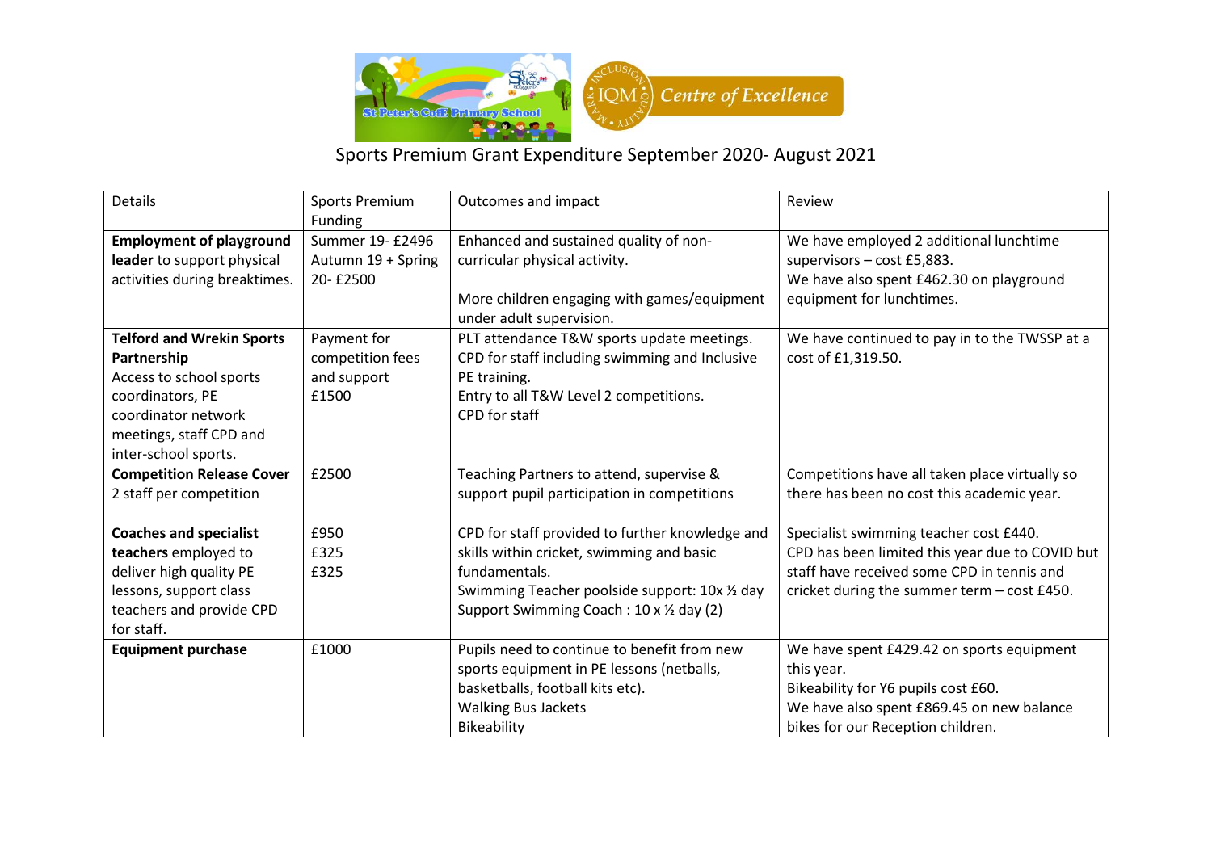# Sports Premium Grant Expenditure September 2020- August 2021

| Details | Sports Premium Funding | Outcomes and impact | Review |
|---|---|---|---|
| **Employment of playground leader** to support physical activities during breaktimes. | Summer 19- £2496<br>Autumn 19 + Spring 20- £2500 | Enhanced and sustained quality of non-curricular physical activity.<br><br>More children engaging with games/equipment under adult supervision. | We have employed 2 additional lunchtime supervisors – cost £5,883.<br>We have also spent £462.30 on playground equipment for lunchtimes. |
| **Telford and Wrekin Sports Partnership**<br>Access to school sports coordinators, PE coordinator network meetings, staff CPD and inter-school sports. | Payment for competition fees and support £1500 | PLT attendance T&W sports update meetings.<br>CPD for staff including swimming and Inclusive PE training.<br>Entry to all T&W Level 2 competitions.<br>CPD for staff | We have continued to pay in to the TWSSP at a cost of £1,319.50. |
| **Competition Release Cover**<br>2 staff per competition | £2500 | Teaching Partners to attend, supervise & support pupil participation in competitions | Competitions have all taken place virtually so there has been no cost this academic year. |
| **Coaches and specialist teachers** employed to deliver high quality PE lessons, support class teachers and provide CPD for staff. | £950<br>£325<br>£325 | CPD for staff provided to further knowledge and skills within cricket, swimming and basic fundamentals.<br>Swimming Teacher poolside support: 10x ½ day<br>Support Swimming Coach : 10 x ½ day (2) | Specialist swimming teacher cost £440.<br>CPD has been limited this year due to COVID but staff have received some CPD in tennis and cricket during the summer term – cost £450. |
| **Equipment purchase** | £1000 | Pupils need to continue to benefit from new sports equipment in PE lessons (netballs, basketballs, football kits etc).<br>Walking Bus Jackets<br>Bikeability | We have spent £429.42 on sports equipment this year.<br>Bikeability for Y6 pupils cost £60.<br>We have also spent £869.45 on new balance bikes for our Reception children. |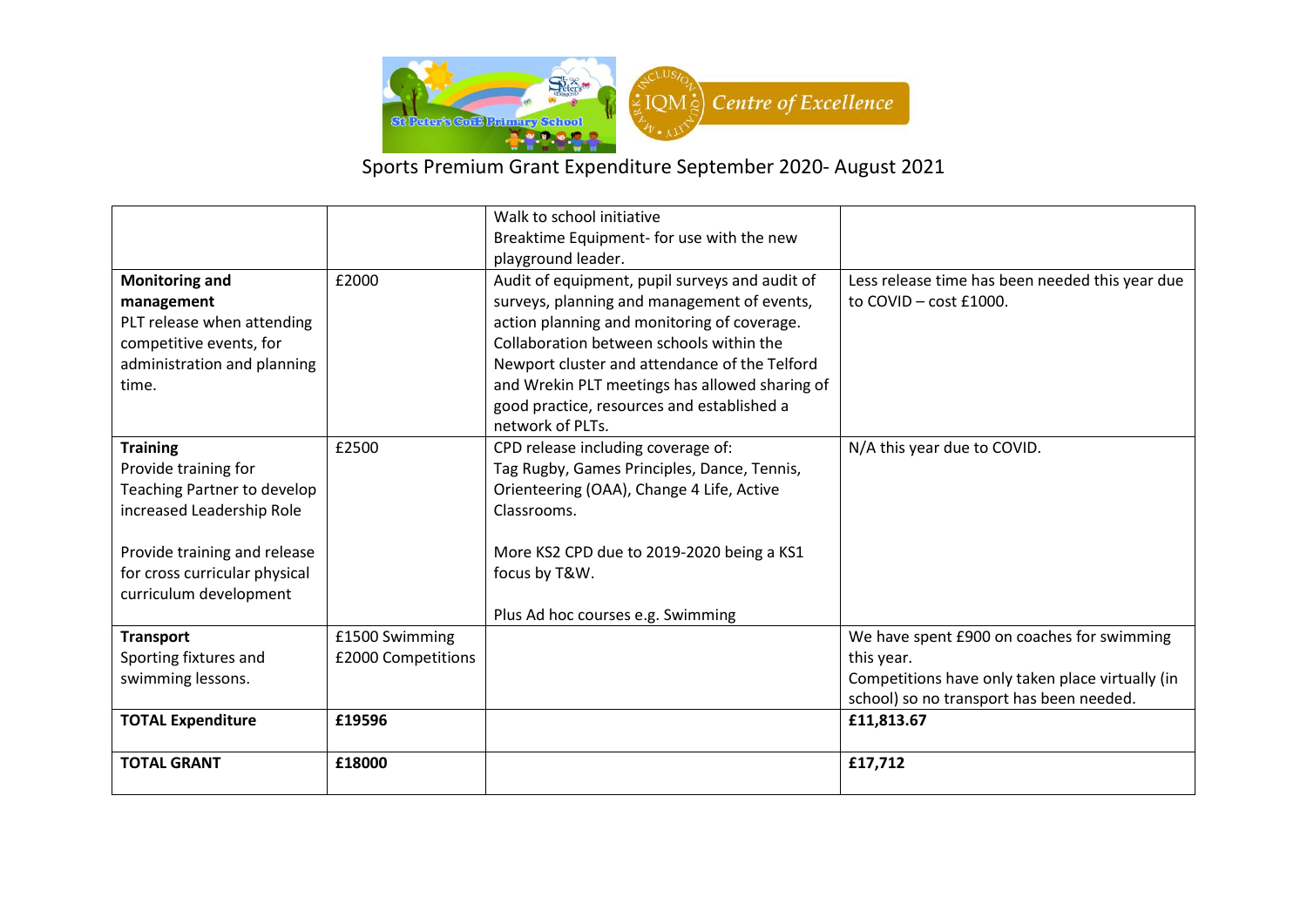Sports Premium Grant Expenditure September 2020- August 2021

| | | | |
|---|---|---|---|
| | | Walk to school initiative<br>Breaktime Equipment- for use with the new playground leader. | |
| **Monitoring and management**<br>PLT release when attending competitive events, for administration and planning time. | £2000 | Audit of equipment, pupil surveys and audit of surveys, planning and management of events, action planning and monitoring of coverage. Collaboration between schools within the Newport cluster and attendance of the Telford and Wrekin PLT meetings has allowed sharing of good practice, resources and established a network of PLTs. | Less release time has been needed this year due to COVID – cost £1000. |
| **Training**<br>Provide training for Teaching Partner to develop increased Leadership Role<br><br>Provide training and release for cross curricular physical curriculum development | £2500 | CPD release including coverage of: Tag Rugby, Games Principles, Dance, Tennis, Orienteering (OAA), Change 4 Life, Active Classrooms.<br><br>More KS2 CPD due to 2019-2020 being a KS1 focus by T&W.<br><br>Plus Ad hoc courses e.g. Swimming | N/A this year due to COVID. |
| **Transport**<br>Sporting fixtures and swimming lessons. | £1500 Swimming<br>£2000 Competitions | | We have spent £900 on coaches for swimming this year.<br>Competitions have only taken place virtually (in school) so no transport has been needed. |
| **TOTAL Expenditure** | **£19596** | | **£11,813.67** |
| **TOTAL GRANT** | **£18000** | | **£17,712** |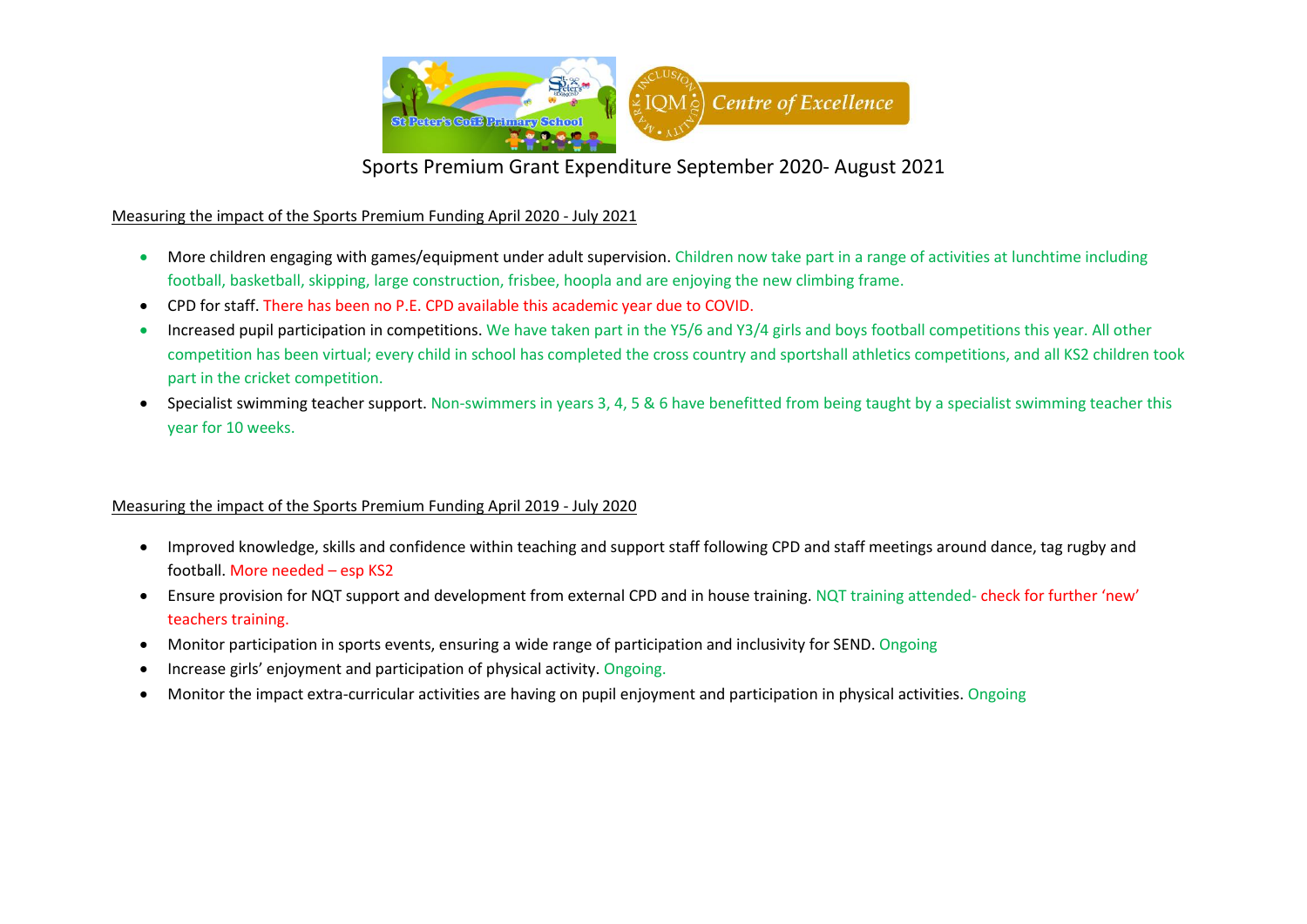Sports Premium Grant Expenditure September 2020- August 2021

Measuring the impact of the Sports Premium Funding April 2020 - July 2021

- More children engaging with games/equipment under adult supervision. Children now take part in a range of activities at lunchtime including football, basketball, skipping, large construction, frisbee, hoopla and are enjoying the new climbing frame.
- CPD for staff. There has been no P.E. CPD available this academic year due to COVID.
- Increased pupil participation in competitions. We have taken part in the Y5/6 and Y3/4 girls and boys football competitions this year. All other competition has been virtual; every child in school has completed the cross country and sportshall athletics competitions, and all KS2 children took part in the cricket competition.
- Specialist swimming teacher support. Non-swimmers in years 3, 4, 5 & 6 have benefitted from being taught by a specialist swimming teacher this year for 10 weeks.

Measuring the impact of the Sports Premium Funding April 2019 - July 2020

- Improved knowledge, skills and confidence within teaching and support staff following CPD and staff meetings around dance, tag rugby and football. More needed – esp KS2
- Ensure provision for NQT support and development from external CPD and in house training. NQT training attended- check for further 'new' teachers training.
- Monitor participation in sports events, ensuring a wide range of participation and inclusivity for SEND. Ongoing
- Increase girls' enjoyment and participation of physical activity. Ongoing.
- Monitor the impact extra-curricular activities are having on pupil enjoyment and participation in physical activities. Ongoing